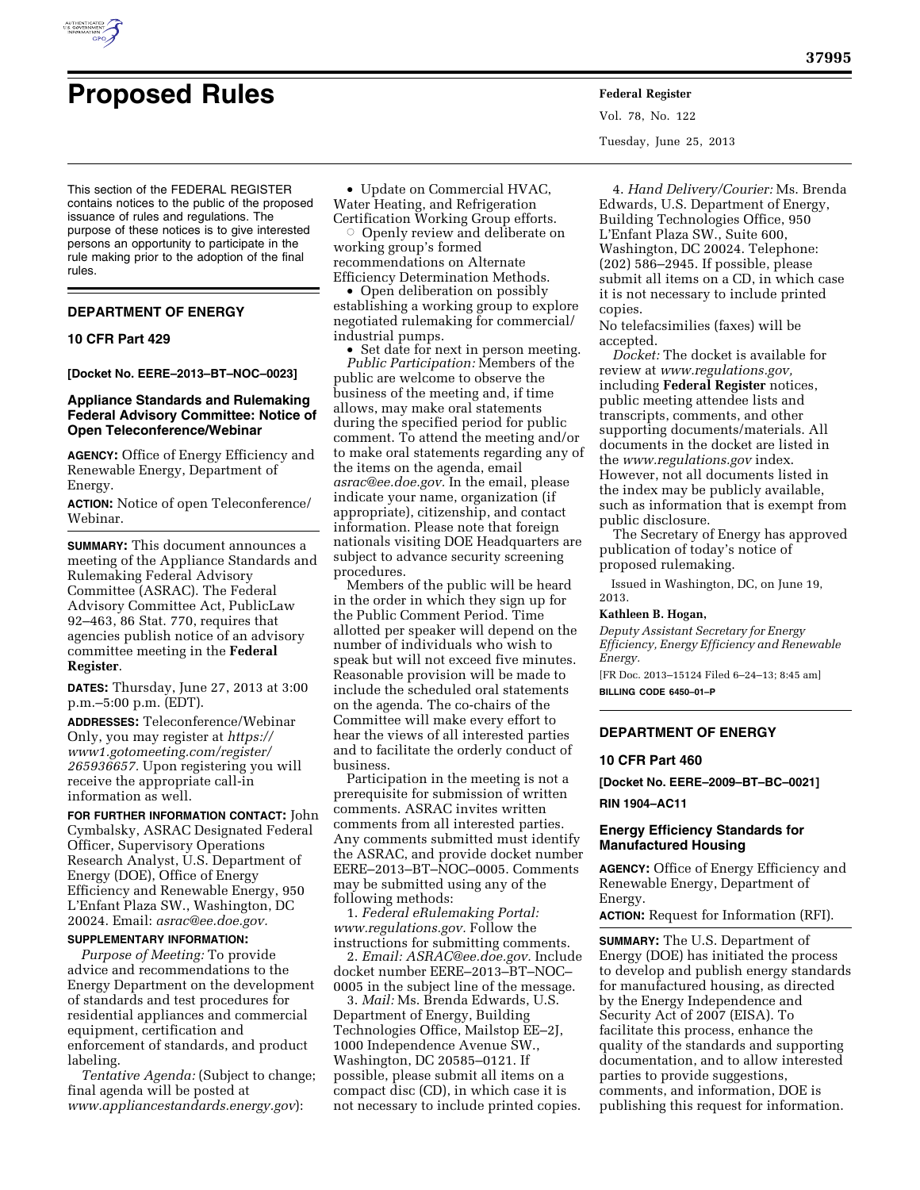# Proposed Rules

This section of the FEDERAL REGISTER contains notices to the public of the proposed issuance of rules and regulations. The purpose of these notices is to give interested persons an opportunity to participate in the rule making prior to the adoption of the final rules.

## DEPARTMENT OF ENERGY

### 10 CFR Part 429

**[Docket No. EERE–2013–BT–NOC–0023]**

### Appliance Standards and Rulemaking Federal Advisory Committee: Notice of Open Teleconference/Webinar

**AGENCY:** Office of Energy Efficiency and Renewable Energy, Department of Energy.

**ACTION:** Notice of open Teleconference/Webinar.

**SUMMARY:** This document announces a meeting of the Appliance Standards and Rulemaking Federal Advisory Committee (ASRAC). The Federal Advisory Committee Act, PublicLaw 92–463, 86 Stat. 770, requires that agencies publish notice of an advisory committee meeting in the **Federal Register**.

**DATES:** Thursday, June 27, 2013 at 3:00 p.m.–5:00 p.m. (EDT).

**ADDRESSES:** Teleconference/Webinar Only, you may register at *https://www1.gotomeeting.com/register/265936657*. Upon registering you will receive the appropriate call-in information as well.

**FOR FURTHER INFORMATION CONTACT:** John Cymbalsky, ASRAC Designated Federal Officer, Supervisory Operations Research Analyst, U.S. Department of Energy (DOE), Office of Energy Efficiency and Renewable Energy, 950 L'Enfant Plaza SW., Washington, DC 20024. Email: *asrac@ee.doe.gov.*

**SUPPLEMENTARY INFORMATION:**

*Purpose of Meeting:* To provide advice and recommendations to the Energy Department on the development of standards and test procedures for residential appliances and commercial equipment, certification and enforcement of standards, and product labeling.

*Tentative Agenda:* (Subject to change; final agenda will be posted at *www.appliancestandards.energy.gov*):

- Update on Commercial HVAC, Water Heating, and Refrigeration Certification Working Group efforts.
  - Openly review and deliberate on working group's formed recommendations on Alternate Efficiency Determination Methods.
- Open deliberation on possibly establishing a working group to explore negotiated rulemaking for commercial/industrial pumps.
- Set date for next in person meeting.

*Public Participation:* Members of the public are welcome to observe the business of the meeting and, if time allows, may make oral statements during the specified period for public comment. To attend the meeting and/or to make oral statements regarding any of the items on the agenda, email *asrac@ee.doe.gov.* In the email, please indicate your name, organization (if appropriate), citizenship, and contact information. Please note that foreign nationals visiting DOE Headquarters are subject to advance security screening procedures.

Members of the public will be heard in the order in which they sign up for the Public Comment Period. Time allotted per speaker will depend on the number of individuals who wish to speak but will not exceed five minutes. Reasonable provision will be made to include the scheduled oral statements on the agenda. The co-chairs of the Committee will make every effort to hear the views of all interested parties and to facilitate the orderly conduct of business.

Participation in the meeting is not a prerequisite for submission of written comments. ASRAC invites written comments from all interested parties. Any comments submitted must identify the ASRAC, and provide docket number EERE–2013–BT–NOC–0005. Comments may be submitted using any of the following methods:

1. *Federal eRulemaking Portal: www.regulations.gov.* Follow the instructions for submitting comments.
2. *Email: ASRAC@ee.doe.gov.* Include docket number EERE–2013–BT–NOC–0005 in the subject line of the message.
3. *Mail:* Ms. Brenda Edwards, U.S. Department of Energy, Building Technologies Office, Mailstop EE–2J, 1000 Independence Avenue SW., Washington, DC 20585–0121. If possible, please submit all items on a compact disc (CD), in which case it is not necessary to include printed copies.
4. *Hand Delivery/Courier:* Ms. Brenda Edwards, U.S. Department of Energy, Building Technologies Office, 950 L'Enfant Plaza SW., Suite 600, Washington, DC 20024. Telephone: (202) 586–2945. If possible, please submit all items on a CD, in which case it is not necessary to include printed copies.

No telefacsimilies (faxes) will be accepted.

*Docket:* The docket is available for review at *www.regulations.gov,* including **Federal Register** notices, public meeting attendee lists and transcripts, comments, and other supporting documents/materials. All documents in the docket are listed in the *www.regulations.gov* index. However, not all documents listed in the index may be publicly available, such as information that is exempt from public disclosure.

The Secretary of Energy has approved publication of today's notice of proposed rulemaking.

Issued in Washington, DC, on June 19, 2013.

**Kathleen B. Hogan,**

*Deputy Assistant Secretary for Energy Efficiency, Energy Efficiency and Renewable Energy.*

[FR Doc. 2013–15124 Filed 6–24–13; 8:45 am]

**BILLING CODE 6450–01–P**

## DEPARTMENT OF ENERGY

### 10 CFR Part 460

**[Docket No. EERE–2009–BT–BC–0021]**

**RIN 1904–AC11**

### Energy Efficiency Standards for Manufactured Housing

**AGENCY:** Office of Energy Efficiency and Renewable Energy, Department of Energy.

**ACTION:** Request for Information (RFI).

**SUMMARY:** The U.S. Department of Energy (DOE) has initiated the process to develop and publish energy standards for manufactured housing, as directed by the Energy Independence and Security Act of 2007 (EISA). To facilitate this process, enhance the quality of the standards and supporting documentation, and to allow interested parties to provide suggestions, comments, and information, DOE is publishing this request for information.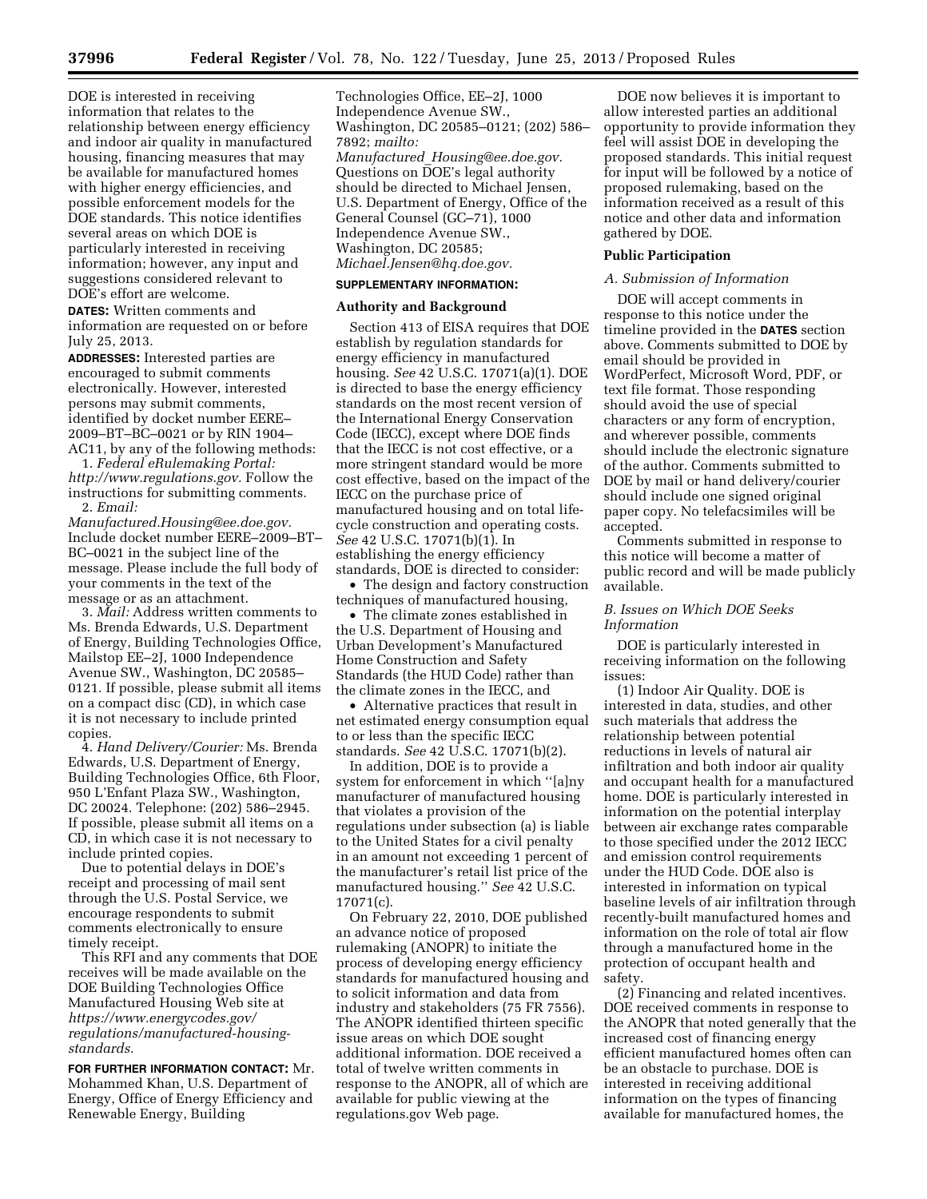DOE is interested in receiving information that relates to the relationship between energy efficiency and indoor air quality in manufactured housing, financing measures that may be available for manufactured homes with higher energy efficiencies, and possible enforcement models for the DOE standards. This notice identifies several areas on which DOE is particularly interested in receiving information; however, any input and suggestions considered relevant to DOE's effort are welcome.

**DATES:** Written comments and information are requested on or before July 25, 2013.

**ADDRESSES:** Interested parties are encouraged to submit comments electronically. However, interested persons may submit comments, identified by docket number EERE–2009–BT–BC–0021 or by RIN 1904–AC11, by any of the following methods:

1. *Federal eRulemaking Portal: http://www.regulations.gov.* Follow the instructions for submitting comments.
2. *Email: Manufactured.Housing@ee.doe.gov.* Include docket number EERE–2009–BT–BC–0021 in the subject line of the message. Please include the full body of your comments in the text of the message or as an attachment.
3. *Mail:* Address written comments to Ms. Brenda Edwards, U.S. Department of Energy, Building Technologies Office, Mailstop EE–2J, 1000 Independence Avenue SW., Washington, DC 20585–0121. If possible, please submit all items on a compact disc (CD), in which case it is not necessary to include printed copies.
4. *Hand Delivery/Courier:* Ms. Brenda Edwards, U.S. Department of Energy, Building Technologies Office, 6th Floor, 950 L'Enfant Plaza SW., Washington, DC 20024. Telephone: (202) 586–2945. If possible, please submit all items on a CD, in which case it is not necessary to include printed copies.

Due to potential delays in DOE's receipt and processing of mail sent through the U.S. Postal Service, we encourage respondents to submit comments electronically to ensure timely receipt.

This RFI and any comments that DOE receives will be made available on the DOE Building Technologies Office Manufactured Housing Web site at *https://www.energycodes.gov/regulations/manufactured-housing-standards.*

**FOR FURTHER INFORMATION CONTACT:** Mr. Mohammed Khan, U.S. Department of Energy, Office of Energy Efficiency and Renewable Energy, Building Technologies Office, EE–2J, 1000 Independence Avenue SW., Washington, DC 20585–0121; (202) 586–7892; *mailto: Manufactured_Housing@ee.doe.gov.* Questions on DOE's legal authority should be directed to Michael Jensen, U.S. Department of Energy, Office of the General Counsel (GC–71), 1000 Independence Avenue SW., Washington, DC 20585; *Michael.Jensen@hq.doe.gov.*

**SUPPLEMENTARY INFORMATION:**

## Authority and Background

Section 413 of EISA requires that DOE establish by regulation standards for energy efficiency in manufactured housing. *See* 42 U.S.C. 17071(a)(1). DOE is directed to base the energy efficiency standards on the most recent version of the International Energy Conservation Code (IECC), except where DOE finds that the IECC is not cost effective, or a more stringent standard would be more cost effective, based on the impact of the IECC on the purchase price of manufactured housing and on total life-cycle construction and operating costs. *See* 42 U.S.C. 17071(b)(1). In establishing the energy efficiency standards, DOE is directed to consider:

- The design and factory construction techniques of manufactured housing,
- The climate zones established in the U.S. Department of Housing and Urban Development's Manufactured Home Construction and Safety Standards (the HUD Code) rather than the climate zones in the IECC, and
- Alternative practices that result in net estimated energy consumption equal to or less than the specific IECC standards. *See* 42 U.S.C. 17071(b)(2).

In addition, DOE is to provide a system for enforcement in which "[a]ny manufacturer of manufactured housing that violates a provision of the regulations under subsection (a) is liable to the United States for a civil penalty in an amount not exceeding 1 percent of the manufacturer's retail list price of the manufactured housing." *See* 42 U.S.C. 17071(c).

On February 22, 2010, DOE published an advance notice of proposed rulemaking (ANOPR) to initiate the process of developing energy efficiency standards for manufactured housing and to solicit information and data from industry and stakeholders (75 FR 7556). The ANOPR identified thirteen specific issue areas on which DOE sought additional information. DOE received a total of twelve written comments in response to the ANOPR, all of which are available for public viewing at the regulations.gov Web page.

DOE now believes it is important to allow interested parties an additional opportunity to provide information they feel will assist DOE in developing the proposed standards. This initial request for input will be followed by a notice of proposed rulemaking, based on the information received as a result of this notice and other data and information gathered by DOE.

## Public Participation

### *A. Submission of Information*

DOE will accept comments in response to this notice under the timeline provided in the **DATES** section above. Comments submitted to DOE by email should be provided in WordPerfect, Microsoft Word, PDF, or text file format. Those responding should avoid the use of special characters or any form of encryption, and wherever possible, comments should include the electronic signature of the author. Comments submitted to DOE by mail or hand delivery/courier should include one signed original paper copy. No telefacsimiles will be accepted.

Comments submitted in response to this notice will become a matter of public record and will be made publicly available.

### *B. Issues on Which DOE Seeks Information*

DOE is particularly interested in receiving information on the following issues:

(1) Indoor Air Quality. DOE is interested in data, studies, and other such materials that address the relationship between potential reductions in levels of natural air infiltration and both indoor air quality and occupant health for a manufactured home. DOE is particularly interested in information on the potential interplay between air exchange rates comparable to those specified under the 2012 IECC and emission control requirements under the HUD Code. DOE also is interested in information on typical baseline levels of air infiltration through recently-built manufactured homes and information on the role of total air flow through a manufactured home in the protection of occupant health and safety.

(2) Financing and related incentives. DOE received comments in response to the ANOPR that noted generally that the increased cost of financing energy efficient manufactured homes often can be an obstacle to purchase. DOE is interested in receiving additional information on the types of financing available for manufactured homes, the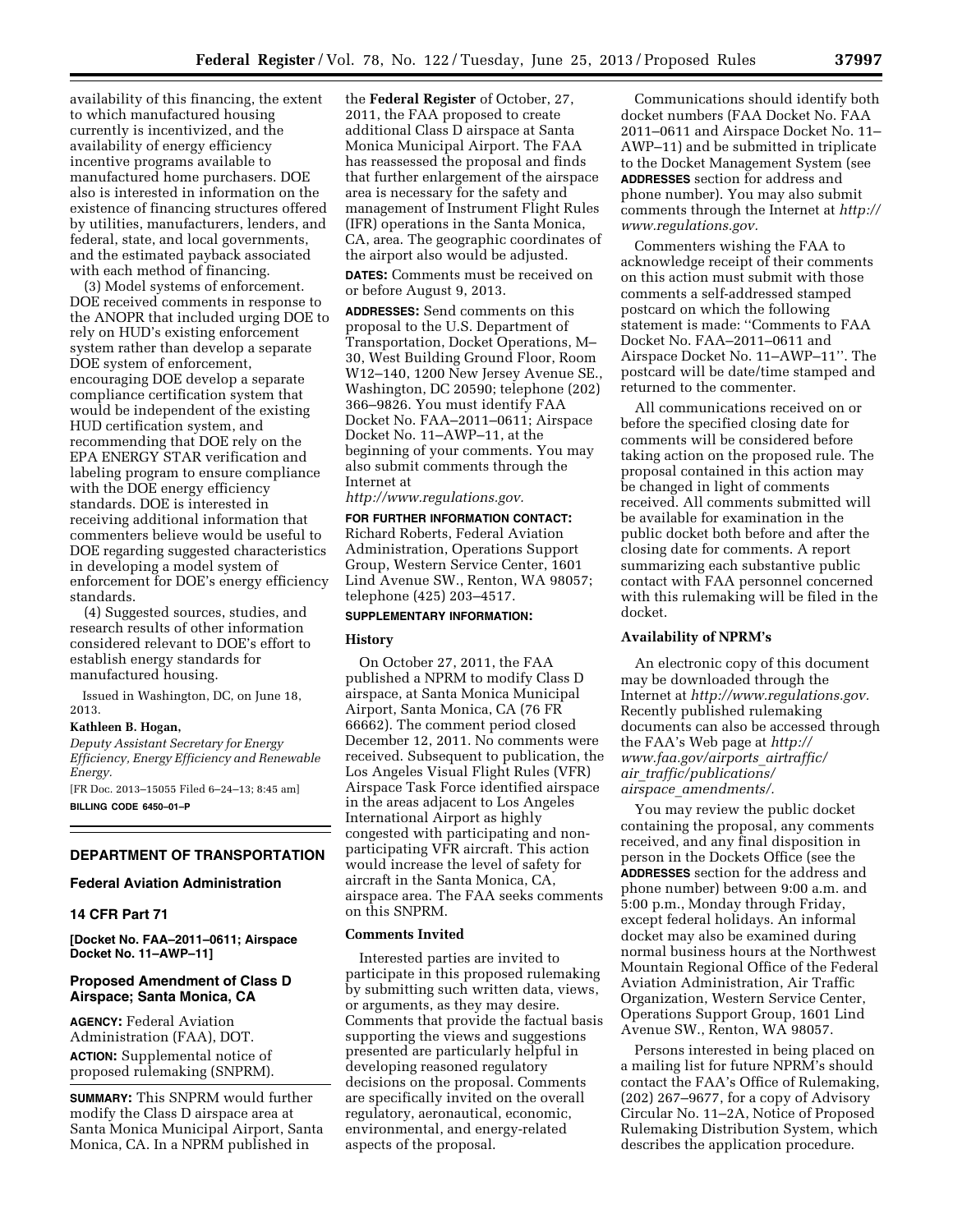availability of this financing, the extent to which manufactured housing currently is incentivized, and the availability of energy efficiency incentive programs available to manufactured home purchasers. DOE also is interested in information on the existence of financing structures offered by utilities, manufacturers, lenders, and federal, state, and local governments, and the estimated payback associated with each method of financing.

(3) Model systems of enforcement. DOE received comments in response to the ANOPR that included urging DOE to rely on HUD's existing enforcement system rather than develop a separate DOE system of enforcement, encouraging DOE develop a separate compliance certification system that would be independent of the existing HUD certification system, and recommending that DOE rely on the EPA ENERGY STAR verification and labeling program to ensure compliance with the DOE energy efficiency standards. DOE is interested in receiving additional information that commenters believe would be useful to DOE regarding suggested characteristics in developing a model system of enforcement for DOE's energy efficiency standards.

(4) Suggested sources, studies, and research results of other information considered relevant to DOE's effort to establish energy standards for manufactured housing.

Issued in Washington, DC, on June 18, 2013.

**Kathleen B. Hogan,**

*Deputy Assistant Secretary for Energy Efficiency, Energy Efficiency and Renewable Energy.*

[FR Doc. 2013–15055 Filed 6–24–13; 8:45 am]

**BILLING CODE 6450–01–P**

---

## DEPARTMENT OF TRANSPORTATION

### Federal Aviation Administration

### 14 CFR Part 71

**[Docket No. FAA–2011–0611; Airspace Docket No. 11–AWP–11]**

### Proposed Amendment of Class D Airspace; Santa Monica, CA

**AGENCY:** Federal Aviation Administration (FAA), DOT.

**ACTION:** Supplemental notice of proposed rulemaking (SNPRM).

**SUMMARY:** This SNPRM would further modify the Class D airspace area at Santa Monica Municipal Airport, Santa Monica, CA. In a NPRM published in the **Federal Register** of October, 27, 2011, the FAA proposed to create additional Class D airspace at Santa Monica Municipal Airport. The FAA has reassessed the proposal and finds that further enlargement of the airspace area is necessary for the safety and management of Instrument Flight Rules (IFR) operations in the Santa Monica, CA, area. The geographic coordinates of the airport also would be adjusted.

**DATES:** Comments must be received on or before August 9, 2013.

**ADDRESSES:** Send comments on this proposal to the U.S. Department of Transportation, Docket Operations, M–30, West Building Ground Floor, Room W12–140, 1200 New Jersey Avenue SE., Washington, DC 20590; telephone (202) 366–9826. You must identify FAA Docket No. FAA–2011–0611; Airspace Docket No. 11–AWP–11, at the beginning of your comments. You may also submit comments through the Internet at *http://www.regulations.gov*.

**FOR FURTHER INFORMATION CONTACT:** Richard Roberts, Federal Aviation Administration, Operations Support Group, Western Service Center, 1601 Lind Avenue SW., Renton, WA 98057; telephone (425) 203–4517.

**SUPPLEMENTARY INFORMATION:**

#### History

On October 27, 2011, the FAA published a NPRM to modify Class D airspace, at Santa Monica Municipal Airport, Santa Monica, CA (76 FR 66662). The comment period closed December 12, 2011. No comments were received. Subsequent to publication, the Los Angeles Visual Flight Rules (VFR) Airspace Task Force identified airspace in the areas adjacent to Los Angeles International Airport as highly congested with participating and non-participating VFR aircraft. This action would increase the level of safety for aircraft in the Santa Monica, CA, airspace area. The FAA seeks comments on this SNPRM.

#### Comments Invited

Interested parties are invited to participate in this proposed rulemaking by submitting such written data, views, or arguments, as they may desire. Comments that provide the factual basis supporting the views and suggestions presented are particularly helpful in developing reasoned regulatory decisions on the proposal. Comments are specifically invited on the overall regulatory, aeronautical, economic, environmental, and energy-related aspects of the proposal.

Communications should identify both docket numbers (FAA Docket No. FAA 2011–0611 and Airspace Docket No. 11–AWP–11) and be submitted in triplicate to the Docket Management System (see **ADDRESSES** section for address and phone number). You may also submit comments through the Internet at *http://www.regulations.gov*.

Commenters wishing the FAA to acknowledge receipt of their comments on this action must submit with those comments a self-addressed stamped postcard on which the following statement is made: "Comments to FAA Docket No. FAA–2011–0611 and Airspace Docket No. 11–AWP–11". The postcard will be date/time stamped and returned to the commenter.

All communications received on or before the specified closing date for comments will be considered before taking action on the proposed rule. The proposal contained in this action may be changed in light of comments received. All comments submitted will be available for examination in the public docket both before and after the closing date for comments. A report summarizing each substantive public contact with FAA personnel concerned with this rulemaking will be filed in the docket.

#### Availability of NPRM's

An electronic copy of this document may be downloaded through the Internet at *http://www.regulations.gov.* Recently published rulemaking documents can also be accessed through the FAA's Web page at *http://www.faa.gov/airports_airtraffic/air_traffic/publications/airspace_amendments/*.

You may review the public docket containing the proposal, any comments received, and any final disposition in person in the Dockets Office (see the **ADDRESSES** section for the address and phone number) between 9:00 a.m. and 5:00 p.m., Monday through Friday, except federal holidays. An informal docket may also be examined during normal business hours at the Northwest Mountain Regional Office of the Federal Aviation Administration, Air Traffic Organization, Western Service Center, Operations Support Group, 1601 Lind Avenue SW., Renton, WA 98057.

Persons interested in being placed on a mailing list for future NPRM's should contact the FAA's Office of Rulemaking, (202) 267–9677, for a copy of Advisory Circular No. 11–2A, Notice of Proposed Rulemaking Distribution System, which describes the application procedure.